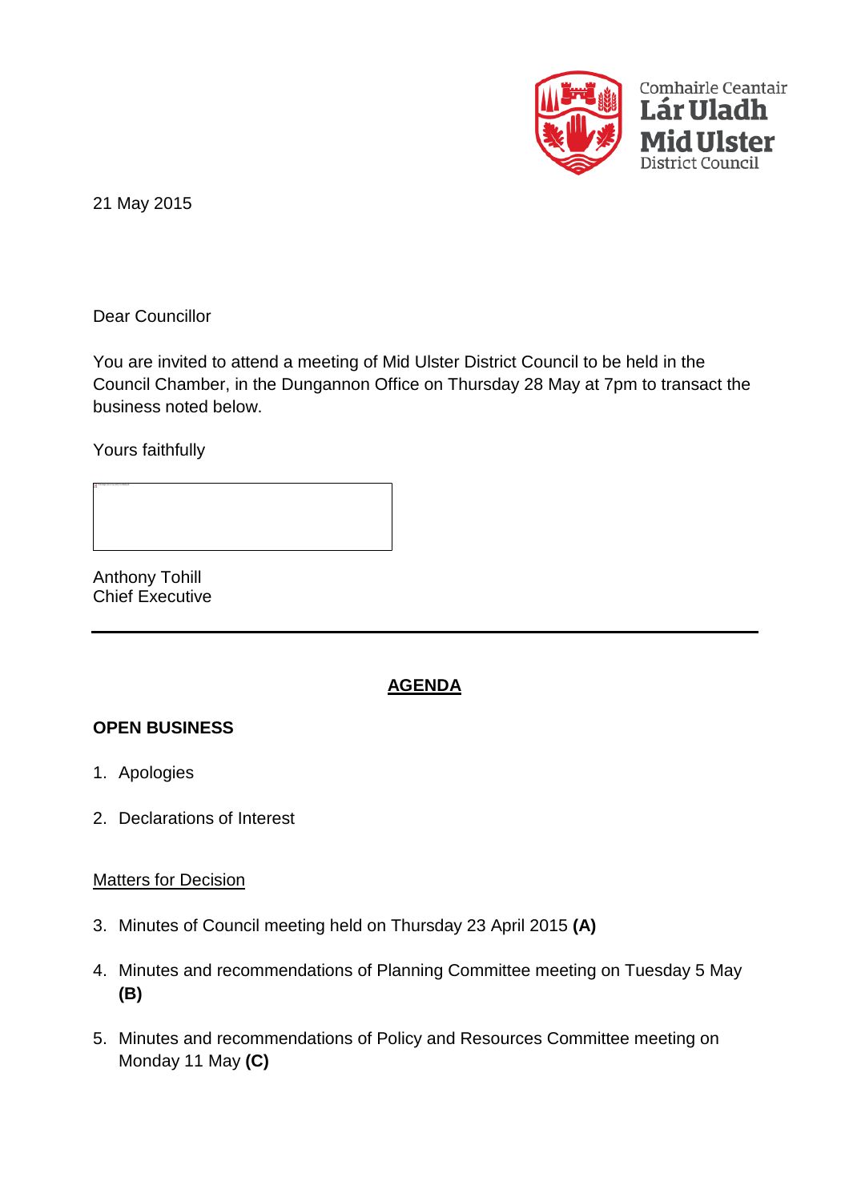Comhairle Ceantair
**Lár Uladh**
**Mid Ulster**
District Council

21 May 2015

Dear Councillor

You are invited to attend a meeting of Mid Ulster District Council to be held in the Council Chamber, in the Dungannon Office on Thursday 28 May at 7pm to transact the business noted below.

Yours faithfully

Anthony Tohill
Chief Executive

---

## AGENDA

**OPEN BUSINESS**

1. Apologies

2. Declarations of Interest

Matters for Decision

3. Minutes of Council meeting held on Thursday 23 April 2015 **(A)**

4. Minutes and recommendations of Planning Committee meeting on Tuesday 5 May **(B)**

5. Minutes and recommendations of Policy and Resources Committee meeting on Monday 11 May **(C)**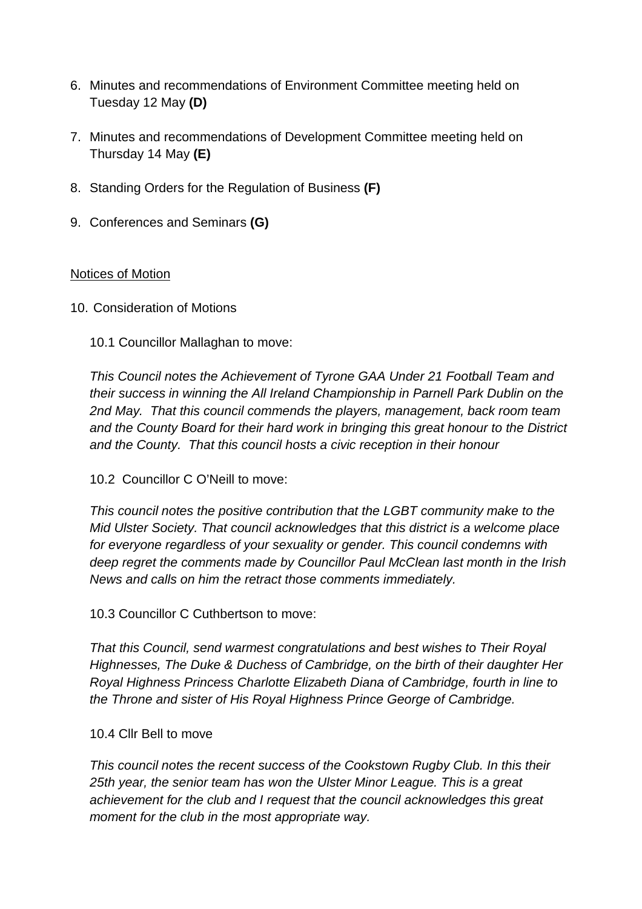6. Minutes and recommendations of Environment Committee meeting held on Tuesday 12 May **(D)**

7. Minutes and recommendations of Development Committee meeting held on Thursday 14 May **(E)**

8. Standing Orders for the Regulation of Business **(F)**

9. Conferences and Seminars **(G)**

<u>Notices of Motion</u>

10. Consideration of Motions

    10.1 Councillor Mallaghan to move:

    *This Council notes the Achievement of Tyrone GAA Under 21 Football Team and their success in winning the All Ireland Championship in Parnell Park Dublin on the 2nd May. That this council commends the players, management, back room team and the County Board for their hard work in bringing this great honour to the District and the County. That this council hosts a civic reception in their honour*

    10.2 Councillor C O'Neill to move:

    *This council notes the positive contribution that the LGBT community make to the Mid Ulster Society. That council acknowledges that this district is a welcome place for everyone regardless of your sexuality or gender. This council condemns with deep regret the comments made by Councillor Paul McClean last month in the Irish News and calls on him the retract those comments immediately.*

    10.3 Councillor C Cuthbertson to move:

    *That this Council, send warmest congratulations and best wishes to Their Royal Highnesses, The Duke & Duchess of Cambridge, on the birth of their daughter Her Royal Highness Princess Charlotte Elizabeth Diana of Cambridge, fourth in line to the Throne and sister of His Royal Highness Prince George of Cambridge.*

    10.4 Cllr Bell to move

    *This council notes the recent success of the Cookstown Rugby Club. In this their 25th year, the senior team has won the Ulster Minor League. This is a great achievement for the club and I request that the council acknowledges this great moment for the club in the most appropriate way.*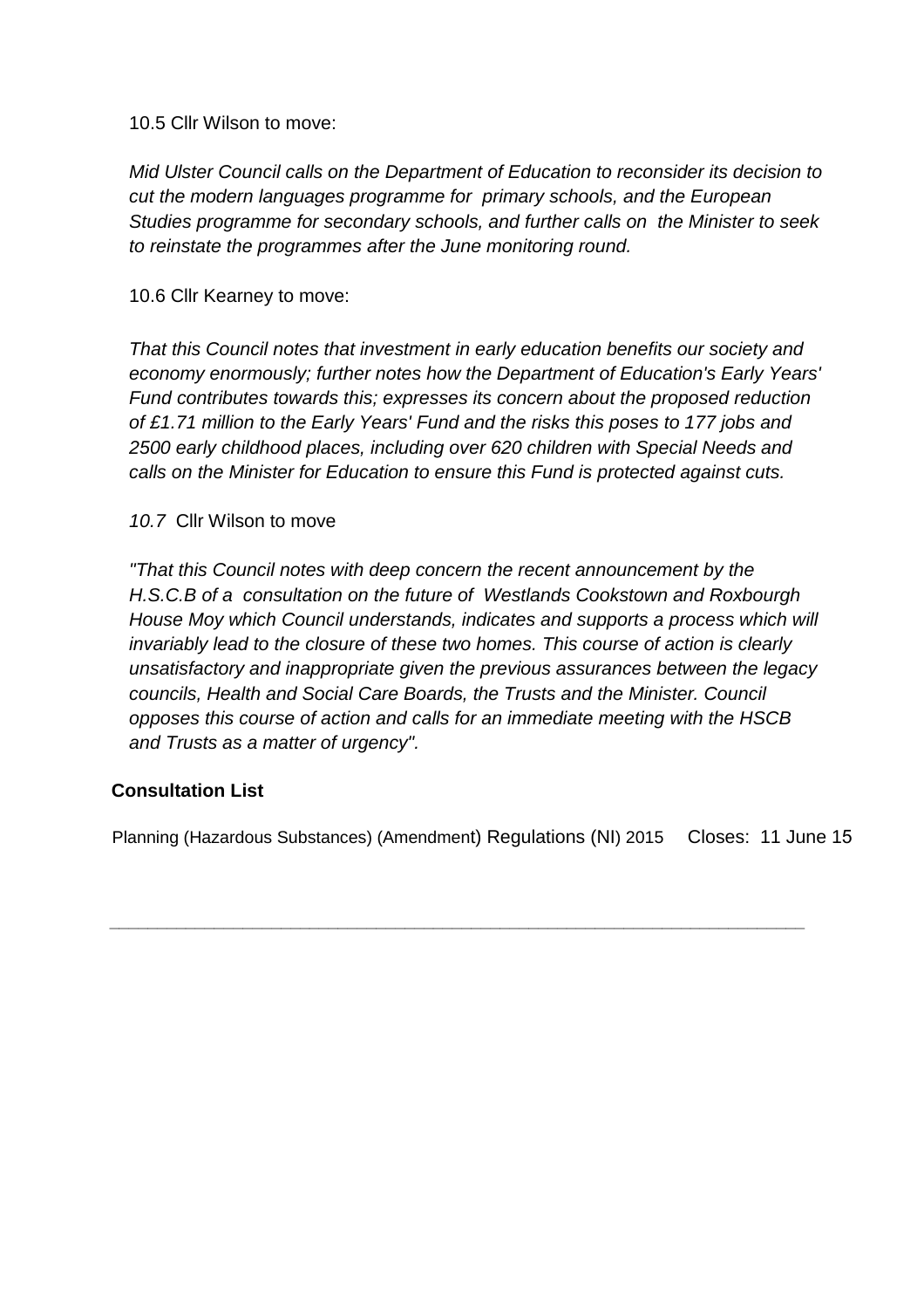10.5 Cllr Wilson to move:

*Mid Ulster Council calls on the Department of Education to reconsider its decision to cut the modern languages programme for primary schools, and the European Studies programme for secondary schools, and further calls on the Minister to seek to reinstate the programmes after the June monitoring round.*

10.6 Cllr Kearney to move:

*That this Council notes that investment in early education benefits our society and economy enormously; further notes how the Department of Education's Early Years' Fund contributes towards this; expresses its concern about the proposed reduction of £1.71 million to the Early Years' Fund and the risks this poses to 177 jobs and 2500 early childhood places, including over 620 children with Special Needs and calls on the Minister for Education to ensure this Fund is protected against cuts.*

*10.7* Cllr Wilson to move

*"That this Council notes with deep concern the recent announcement by the H.S.C.B of a consultation on the future of Westlands Cookstown and Roxbourgh House Moy which Council understands, indicates and supports a process which will invariably lead to the closure of these two homes. This course of action is clearly unsatisfactory and inappropriate given the previous assurances between the legacy councils, Health and Social Care Boards, the Trusts and the Minister. Council opposes this course of action and calls for an immediate meeting with the HSCB and Trusts as a matter of urgency".*

**Consultation List**

Planning (Hazardous Substances) (Amendment) Regulations (NI) 2015 Closes: 11 June 15

---